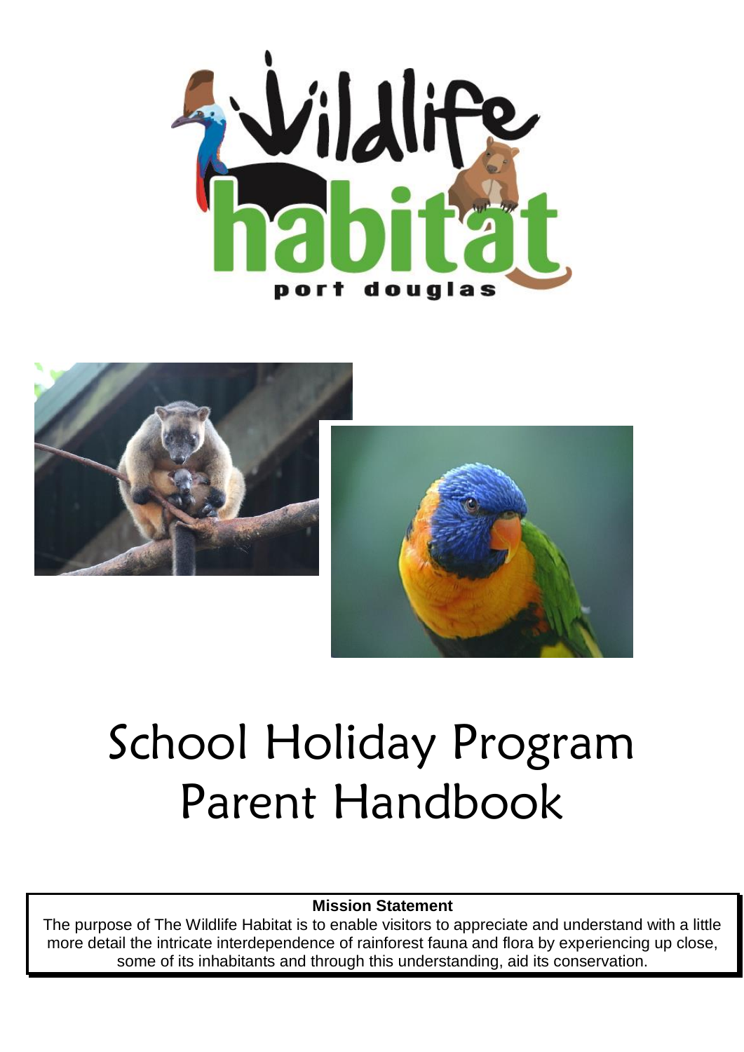Wildlife habitat port douglas

# School Holiday Program Parent Handbook

**Mission Statement**

The purpose of The Wildlife Habitat is to enable visitors to appreciate and understand with a little more detail the intricate interdependence of rainforest fauna and flora by experiencing up close, some of its inhabitants and through this understanding, aid its conservation.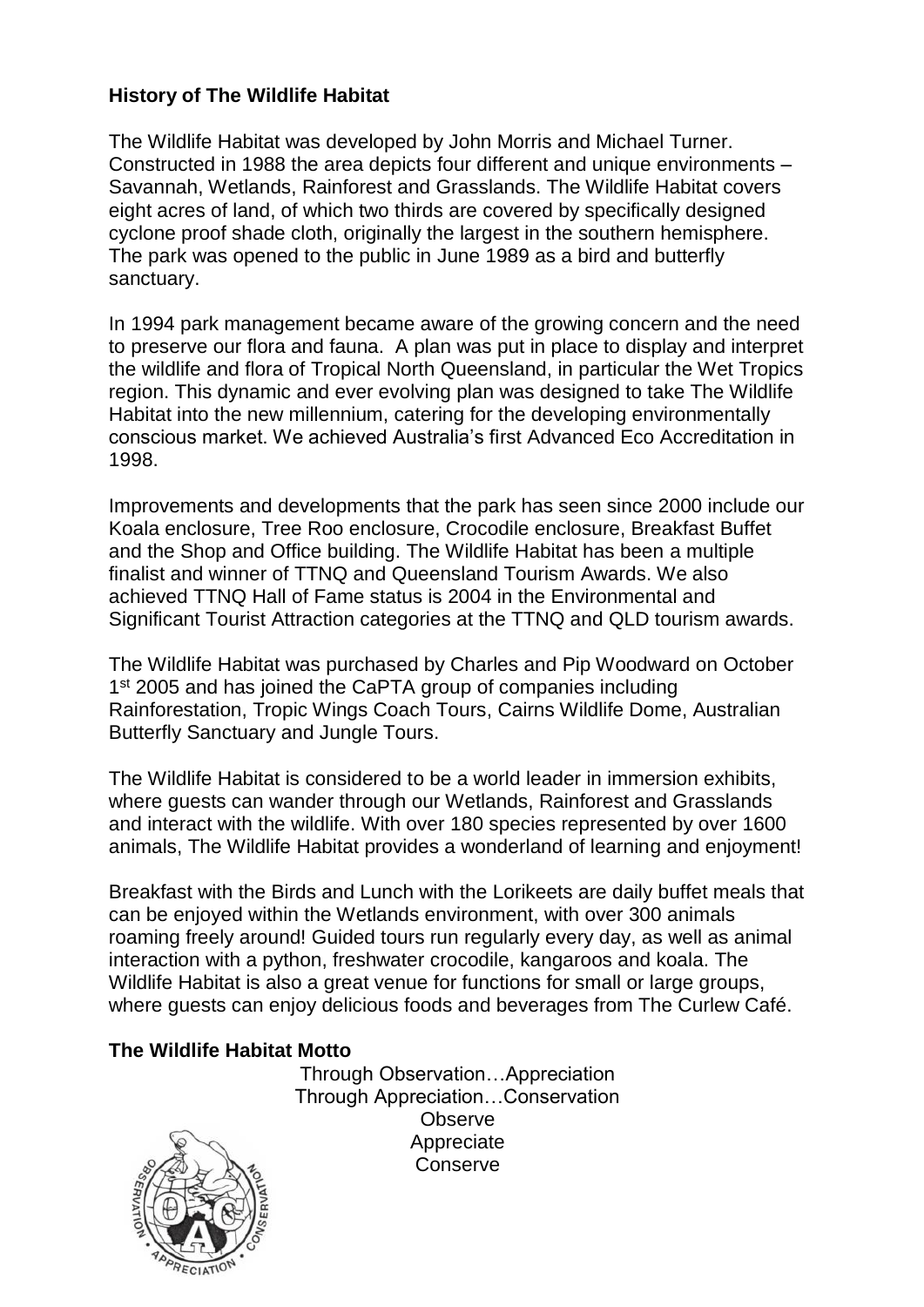**History of The Wildlife Habitat**

The Wildlife Habitat was developed by John Morris and Michael Turner. Constructed in 1988 the area depicts four different and unique environments – Savannah, Wetlands, Rainforest and Grasslands. The Wildlife Habitat covers eight acres of land, of which two thirds are covered by specifically designed cyclone proof shade cloth, originally the largest in the southern hemisphere. The park was opened to the public in June 1989 as a bird and butterfly sanctuary.

In 1994 park management became aware of the growing concern and the need to preserve our flora and fauna. A plan was put in place to display and interpret the wildlife and flora of Tropical North Queensland, in particular the Wet Tropics region. This dynamic and ever evolving plan was designed to take The Wildlife Habitat into the new millennium, catering for the developing environmentally conscious market. We achieved Australia's first Advanced Eco Accreditation in 1998.

Improvements and developments that the park has seen since 2000 include our Koala enclosure, Tree Roo enclosure, Crocodile enclosure, Breakfast Buffet and the Shop and Office building. The Wildlife Habitat has been a multiple finalist and winner of TTNQ and Queensland Tourism Awards. We also achieved TTNQ Hall of Fame status is 2004 in the Environmental and Significant Tourist Attraction categories at the TTNQ and QLD tourism awards.

The Wildlife Habitat was purchased by Charles and Pip Woodward on October 1st 2005 and has joined the CaPTA group of companies including Rainforestation, Tropic Wings Coach Tours, Cairns Wildlife Dome, Australian Butterfly Sanctuary and Jungle Tours.

The Wildlife Habitat is considered to be a world leader in immersion exhibits, where guests can wander through our Wetlands, Rainforest and Grasslands and interact with the wildlife. With over 180 species represented by over 1600 animals, The Wildlife Habitat provides a wonderland of learning and enjoyment!

Breakfast with the Birds and Lunch with the Lorikeets are daily buffet meals that can be enjoyed within the Wetlands environment, with over 300 animals roaming freely around! Guided tours run regularly every day, as well as animal interaction with a python, freshwater crocodile, kangaroos and koala. The Wildlife Habitat is also a great venue for functions for small or large groups, where guests can enjoy delicious foods and beverages from The Curlew Café.

**The Wildlife Habitat Motto**

Through Observation…Appreciation
Through Appreciation…Conservation
Observe
Appreciate
Conserve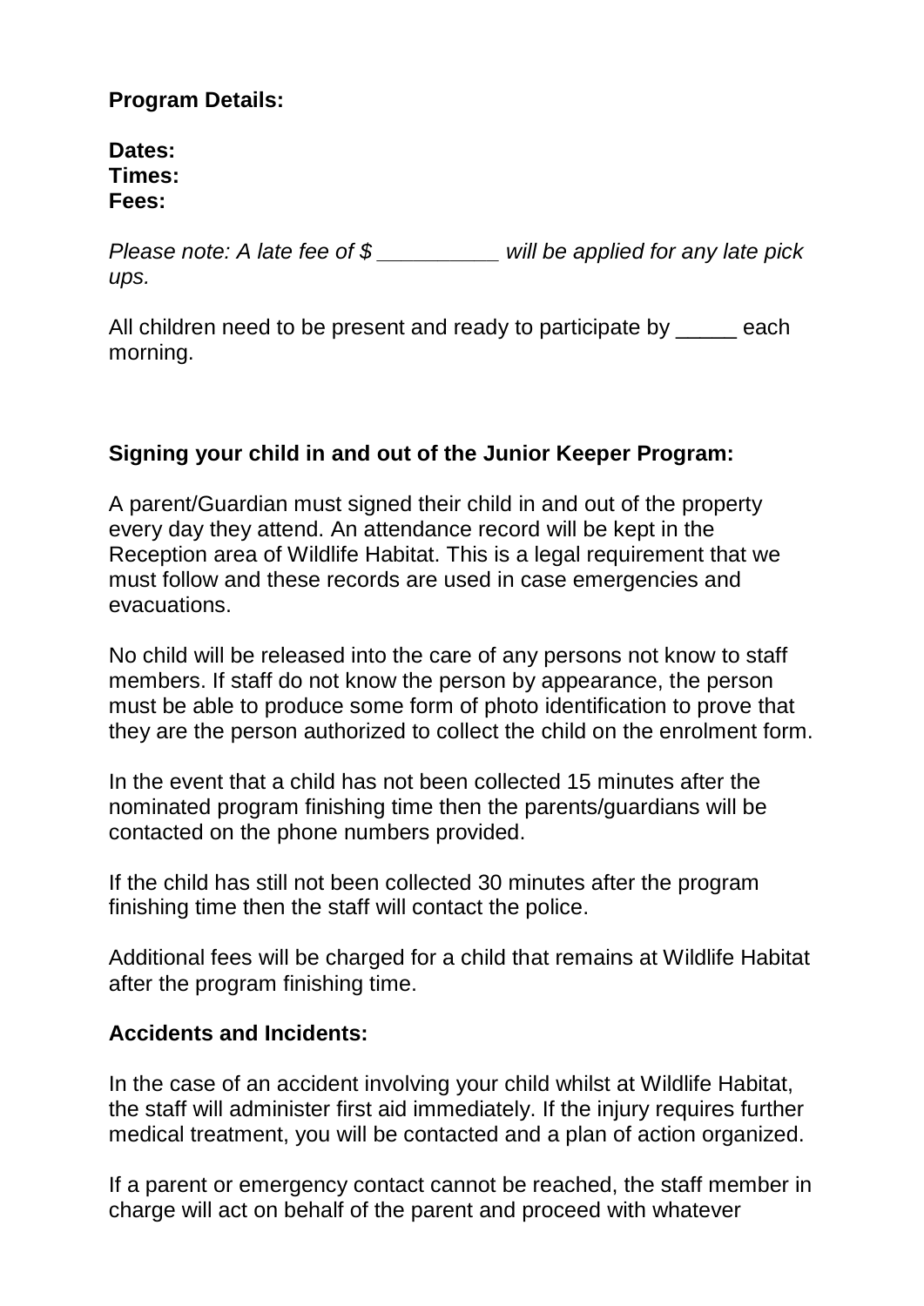**Program Details:**

**Dates:**
**Times:**
**Fees:**

*Please note: A late fee of $ __________ will be applied for any late pick ups.*

All children need to be present and ready to participate by _____ each morning.

**Signing your child in and out of the Junior Keeper Program:**

A parent/Guardian must signed their child in and out of the property every day they attend. An attendance record will be kept in the Reception area of Wildlife Habitat. This is a legal requirement that we must follow and these records are used in case emergencies and evacuations.

No child will be released into the care of any persons not know to staff members. If staff do not know the person by appearance, the person must be able to produce some form of photo identification to prove that they are the person authorized to collect the child on the enrolment form.

In the event that a child has not been collected 15 minutes after the nominated program finishing time then the parents/guardians will be contacted on the phone numbers provided.

If the child has still not been collected 30 minutes after the program finishing time then the staff will contact the police.

Additional fees will be charged for a child that remains at Wildlife Habitat after the program finishing time.

**Accidents and Incidents:**

In the case of an accident involving your child whilst at Wildlife Habitat, the staff will administer first aid immediately. If the injury requires further medical treatment, you will be contacted and a plan of action organized.

If a parent or emergency contact cannot be reached, the staff member in charge will act on behalf of the parent and proceed with whatever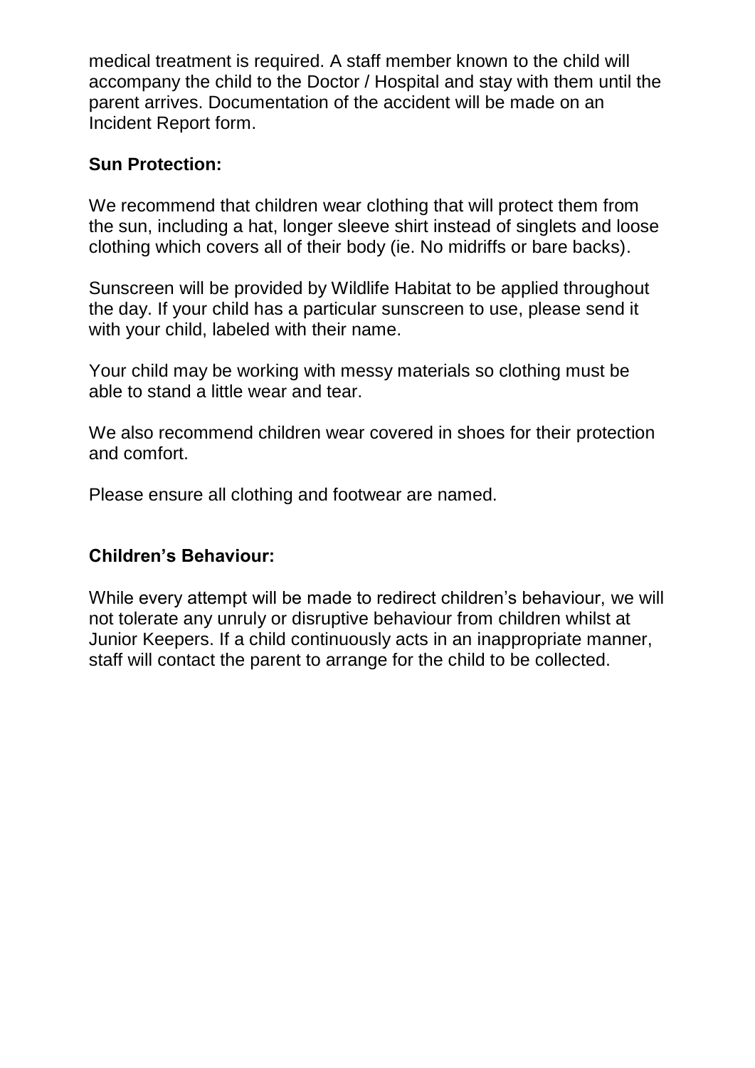medical treatment is required. A staff member known to the child will accompany the child to the Doctor / Hospital and stay with them until the parent arrives. Documentation of the accident will be made on an Incident Report form.

**Sun Protection:**

We recommend that children wear clothing that will protect them from the sun, including a hat, longer sleeve shirt instead of singlets and loose clothing which covers all of their body (ie. No midriffs or bare backs).

Sunscreen will be provided by Wildlife Habitat to be applied throughout the day. If your child has a particular sunscreen to use, please send it with your child, labeled with their name.

Your child may be working with messy materials so clothing must be able to stand a little wear and tear.

We also recommend children wear covered in shoes for their protection and comfort.

Please ensure all clothing and footwear are named.

**Children's Behaviour:**

While every attempt will be made to redirect children's behaviour, we will not tolerate any unruly or disruptive behaviour from children whilst at Junior Keepers. If a child continuously acts in an inappropriate manner, staff will contact the parent to arrange for the child to be collected.